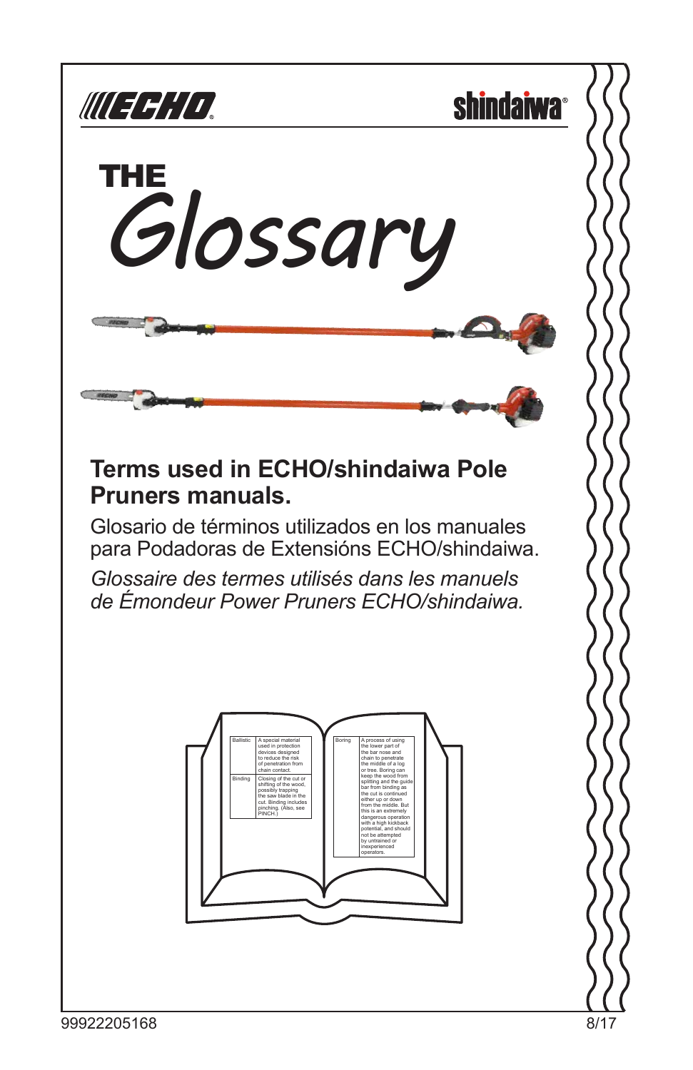ECHO

shindaiwa

# THE Glossary

## Terms used in ECHO/shindaiwa Pole Pruners manuals.

Glosario de términos utilizados en los manuales para Podadoras de Extensións ECHO/shindaiwa.

*Glossaire des termes utilisés dans les manuels de Émondeur Power Pruners ECHO/shindaiwa.*

| Ballistic | A special material used in protection devices designed to reduce the risk of penetration from chain contact. |
|---|---|
| Binding | Closing of the cut or shifting of the wood, possibly trapping the saw blade in the cut. Binding includes pinching. (Also, see PINCH.) |

| Boring | A process of using the lower part of the bar nose and chain to penetrate the middle of a log or tree. Boring can keep the wood from splitting and the guide bar from binding as the cut is continued either up or down from the middle. But this is an extremely dangerous operation with a high kickback potential, and should not be attempted by untrained or inexperienced operators. |
|---|---|

99922205168

8/17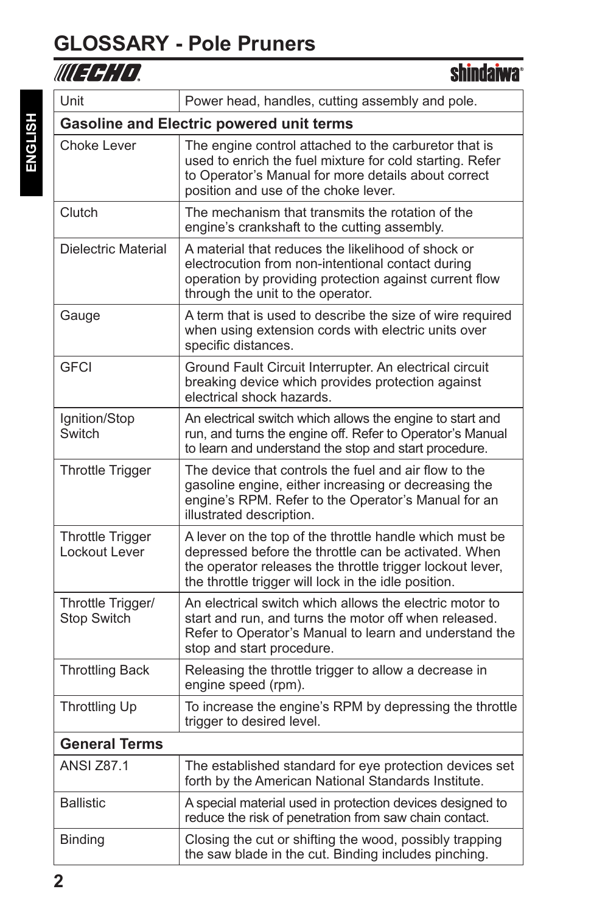# GLOSSARY - Pole Pruners

| | |
|---|---|
| Unit | Power head, handles, cutting assembly and pole. |
| **Gasoline and Electric powered unit terms** | |
| Choke Lever | The engine control attached to the carburetor that is used to enrich the fuel mixture for cold starting. Refer to Operator's Manual for more details about correct position and use of the choke lever. |
| Clutch | The mechanism that transmits the rotation of the engine's crankshaft to the cutting assembly. |
| Dielectric Material | A material that reduces the likelihood of shock or electrocution from non-intentional contact during operation by providing protection against current flow through the unit to the operator. |
| Gauge | A term that is used to describe the size of wire required when using extension cords with electric units over specific distances. |
| GFCI | Ground Fault Circuit Interrupter. An electrical circuit breaking device which provides protection against electrical shock hazards. |
| Ignition/Stop Switch | An electrical switch which allows the engine to start and run, and turns the engine off. Refer to Operator's Manual to learn and understand the stop and start procedure. |
| Throttle Trigger | The device that controls the fuel and air flow to the gasoline engine, either increasing or decreasing the engine's RPM. Refer to the Operator's Manual for an illustrated description. |
| Throttle Trigger Lockout Lever | A lever on the top of the throttle handle which must be depressed before the throttle can be activated. When the operator releases the throttle trigger lockout lever, the throttle trigger will lock in the idle position. |
| Throttle Trigger/ Stop Switch | An electrical switch which allows the electric motor to start and run, and turns the motor off when released. Refer to Operator's Manual to learn and understand the stop and start procedure. |
| Throttling Back | Releasing the throttle trigger to allow a decrease in engine speed (rpm). |
| Throttling Up | To increase the engine's RPM by depressing the throttle trigger to desired level. |
| **General Terms** | |
| ANSI Z87.1 | The established standard for eye protection devices set forth by the American National Standards Institute. |
| Ballistic | A special material used in protection devices designed to reduce the risk of penetration from saw chain contact. |
| Binding | Closing the cut or shifting the wood, possibly trapping the saw blade in the cut. Binding includes pinching. |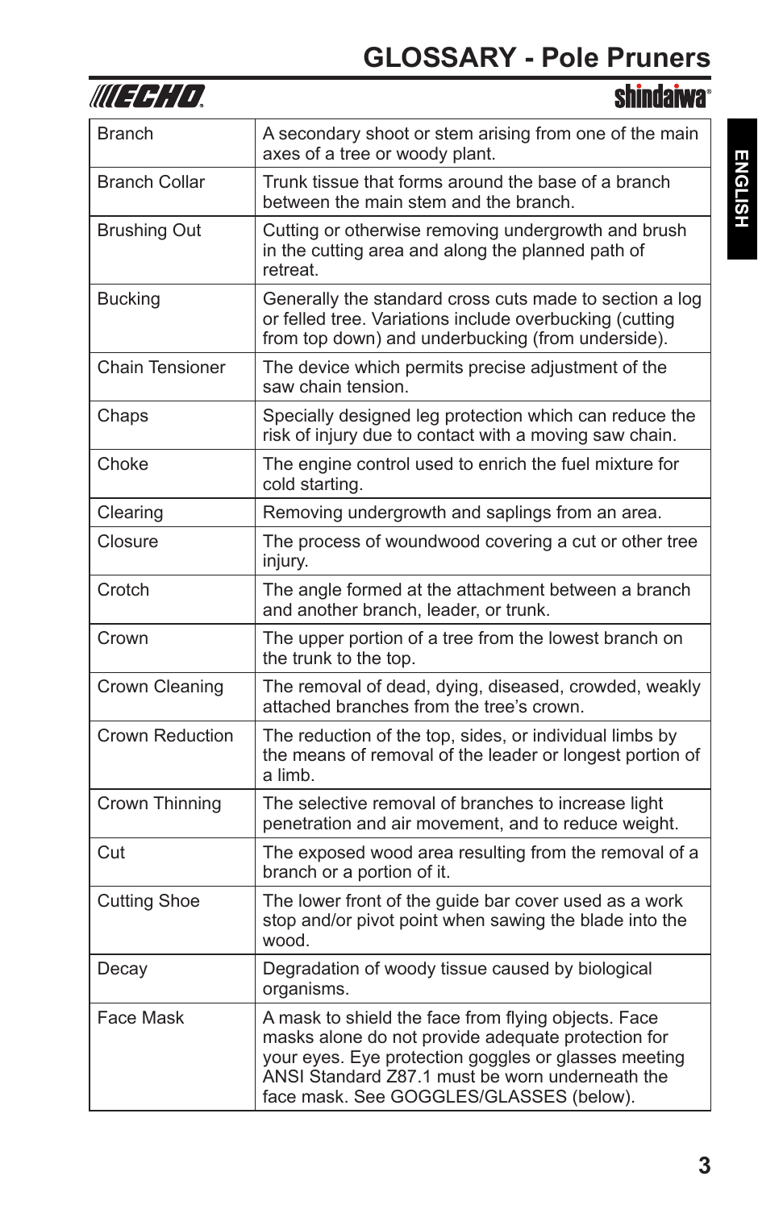# GLOSSARY - Pole Pruners

| | |
|---|---|
| Branch | A secondary shoot or stem arising from one of the main axes of a tree or woody plant. |
| Branch Collar | Trunk tissue that forms around the base of a branch between the main stem and the branch. |
| Brushing Out | Cutting or otherwise removing undergrowth and brush in the cutting area and along the planned path of retreat. |
| Bucking | Generally the standard cross cuts made to section a log or felled tree. Variations include overbucking (cutting from top down) and underbucking (from underside). |
| Chain Tensioner | The device which permits precise adjustment of the saw chain tension. |
| Chaps | Specially designed leg protection which can reduce the risk of injury due to contact with a moving saw chain. |
| Choke | The engine control used to enrich the fuel mixture for cold starting. |
| Clearing | Removing undergrowth and saplings from an area. |
| Closure | The process of woundwood covering a cut or other tree injury. |
| Crotch | The angle formed at the attachment between a branch and another branch, leader, or trunk. |
| Crown | The upper portion of a tree from the lowest branch on the trunk to the top. |
| Crown Cleaning | The removal of dead, dying, diseased, crowded, weakly attached branches from the tree's crown. |
| Crown Reduction | The reduction of the top, sides, or individual limbs by the means of removal of the leader or longest portion of a limb. |
| Crown Thinning | The selective removal of branches to increase light penetration and air movement, and to reduce weight. |
| Cut | The exposed wood area resulting from the removal of a branch or a portion of it. |
| Cutting Shoe | The lower front of the guide bar cover used as a work stop and/or pivot point when sawing the blade into the wood. |
| Decay | Degradation of woody tissue caused by biological organisms. |
| Face Mask | A mask to shield the face from flying objects. Face masks alone do not provide adequate protection for your eyes. Eye protection goggles or glasses meeting ANSI Standard Z87.1 must be worn underneath the face mask. See GOGGLES/GLASSES (below). |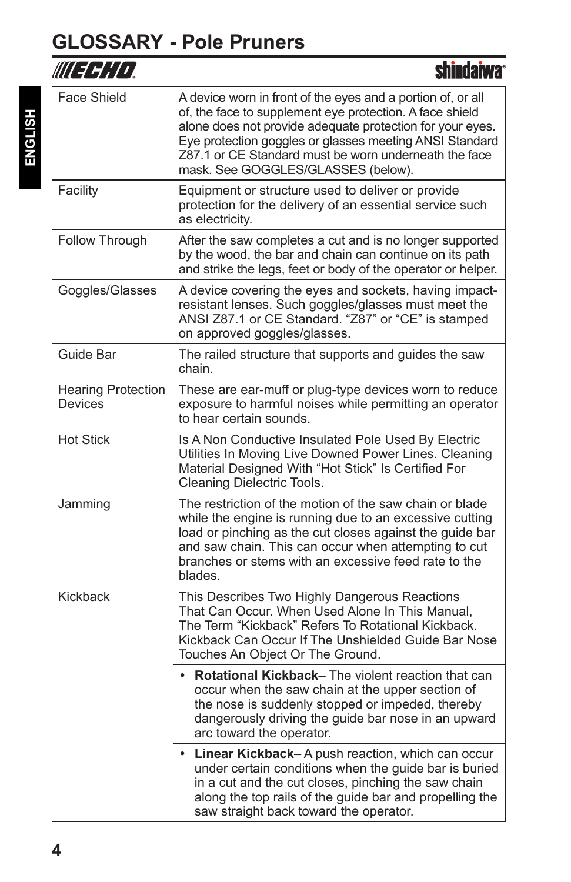# GLOSSARY - Pole Pruners

| Term | Definition |
|---|---|
| Face Shield | A device worn in front of the eyes and a portion of, or all of, the face to supplement eye protection. A face shield alone does not provide adequate protection for your eyes. Eye protection goggles or glasses meeting ANSI Standard Z87.1 or CE Standard must be worn underneath the face mask. See GOGGLES/GLASSES (below). |
| Facility | Equipment or structure used to deliver or provide protection for the delivery of an essential service such as electricity. |
| Follow Through | After the saw completes a cut and is no longer supported by the wood, the bar and chain can continue on its path and strike the legs, feet or body of the operator or helper. |
| Goggles/Glasses | A device covering the eyes and sockets, having impact-resistant lenses. Such goggles/glasses must meet the ANSI Z87.1 or CE Standard. "Z87" or "CE" is stamped on approved goggles/glasses. |
| Guide Bar | The railed structure that supports and guides the saw chain. |
| Hearing Protection Devices | These are ear-muff or plug-type devices worn to reduce exposure to harmful noises while permitting an operator to hear certain sounds. |
| Hot Stick | Is A Non Conductive Insulated Pole Used By Electric Utilities In Moving Live Downed Power Lines. Cleaning Material Designed With "Hot Stick" Is Certified For Cleaning Dielectric Tools. |
| Jamming | The restriction of the motion of the saw chain or blade while the engine is running due to an excessive cutting load or pinching as the cut closes against the guide bar and saw chain. This can occur when attempting to cut branches or stems with an excessive feed rate to the blades. |
| Kickback | This Describes Two Highly Dangerous Reactions That Can Occur. When Used Alone In This Manual, The Term "Kickback" Refers To Rotational Kickback. Kickback Can Occur If The Unshielded Guide Bar Nose Touches An Object Or The Ground. |
| | • **Rotational Kickback**– The violent reaction that can occur when the saw chain at the upper section of the nose is suddenly stopped or impeded, thereby dangerously driving the guide bar nose in an upward arc toward the operator. |
| | • **Linear Kickback**– A push reaction, which can occur under certain conditions when the guide bar is buried in a cut and the cut closes, pinching the saw chain along the top rails of the guide bar and propelling the saw straight back toward the operator. |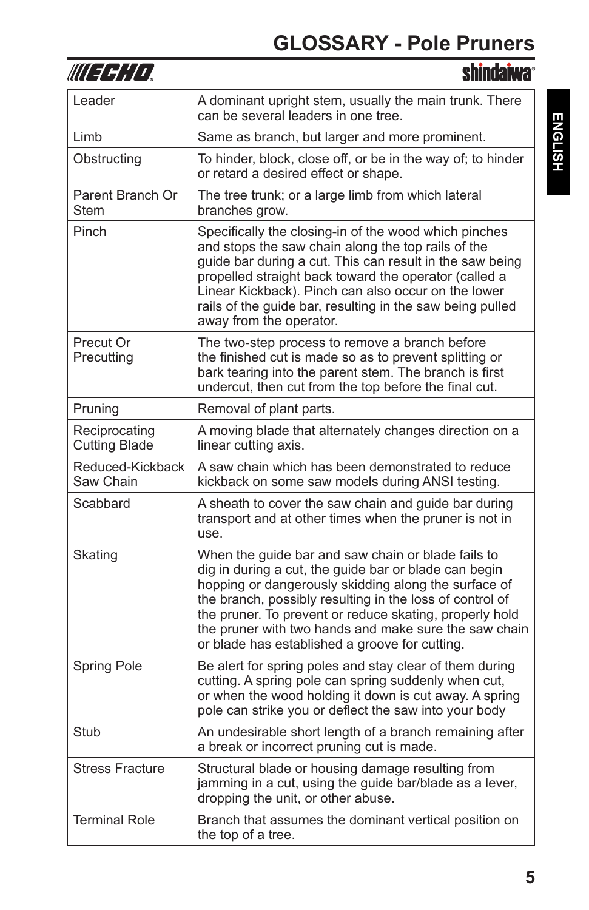# GLOSSARY - Pole Pruners

| | |
|---|---|
| Leader | A dominant upright stem, usually the main trunk. There can be several leaders in one tree. |
| Limb | Same as branch, but larger and more prominent. |
| Obstructing | To hinder, block, close off, or be in the way of; to hinder or retard a desired effect or shape. |
| Parent Branch Or Stem | The tree trunk; or a large limb from which lateral branches grow. |
| Pinch | Specifically the closing-in of the wood which pinches and stops the saw chain along the top rails of the guide bar during a cut. This can result in the saw being propelled straight back toward the operator (called a Linear Kickback). Pinch can also occur on the lower rails of the guide bar, resulting in the saw being pulled away from the operator. |
| Precut Or Precutting | The two-step process to remove a branch before the finished cut is made so as to prevent splitting or bark tearing into the parent stem. The branch is first undercut, then cut from the top before the final cut. |
| Pruning | Removal of plant parts. |
| Reciprocating Cutting Blade | A moving blade that alternately changes direction on a linear cutting axis. |
| Reduced-Kickback Saw Chain | A saw chain which has been demonstrated to reduce kickback on some saw models during ANSI testing. |
| Scabbard | A sheath to cover the saw chain and guide bar during transport and at other times when the pruner is not in use. |
| Skating | When the guide bar and saw chain or blade fails to dig in during a cut, the guide bar or blade can begin hopping or dangerously skidding along the surface of the branch, possibly resulting in the loss of control of the pruner. To prevent or reduce skating, properly hold the pruner with two hands and make sure the saw chain or blade has established a groove for cutting. |
| Spring Pole | Be alert for spring poles and stay clear of them during cutting. A spring pole can spring suddenly when cut, or when the wood holding it down is cut away. A spring pole can strike you or deflect the saw into your body |
| Stub | An undesirable short length of a branch remaining after a break or incorrect pruning cut is made. |
| Stress Fracture | Structural blade or housing damage resulting from jamming in a cut, using the guide bar/blade as a lever, dropping the unit, or other abuse. |
| Terminal Role | Branch that assumes the dominant vertical position on the top of a tree. |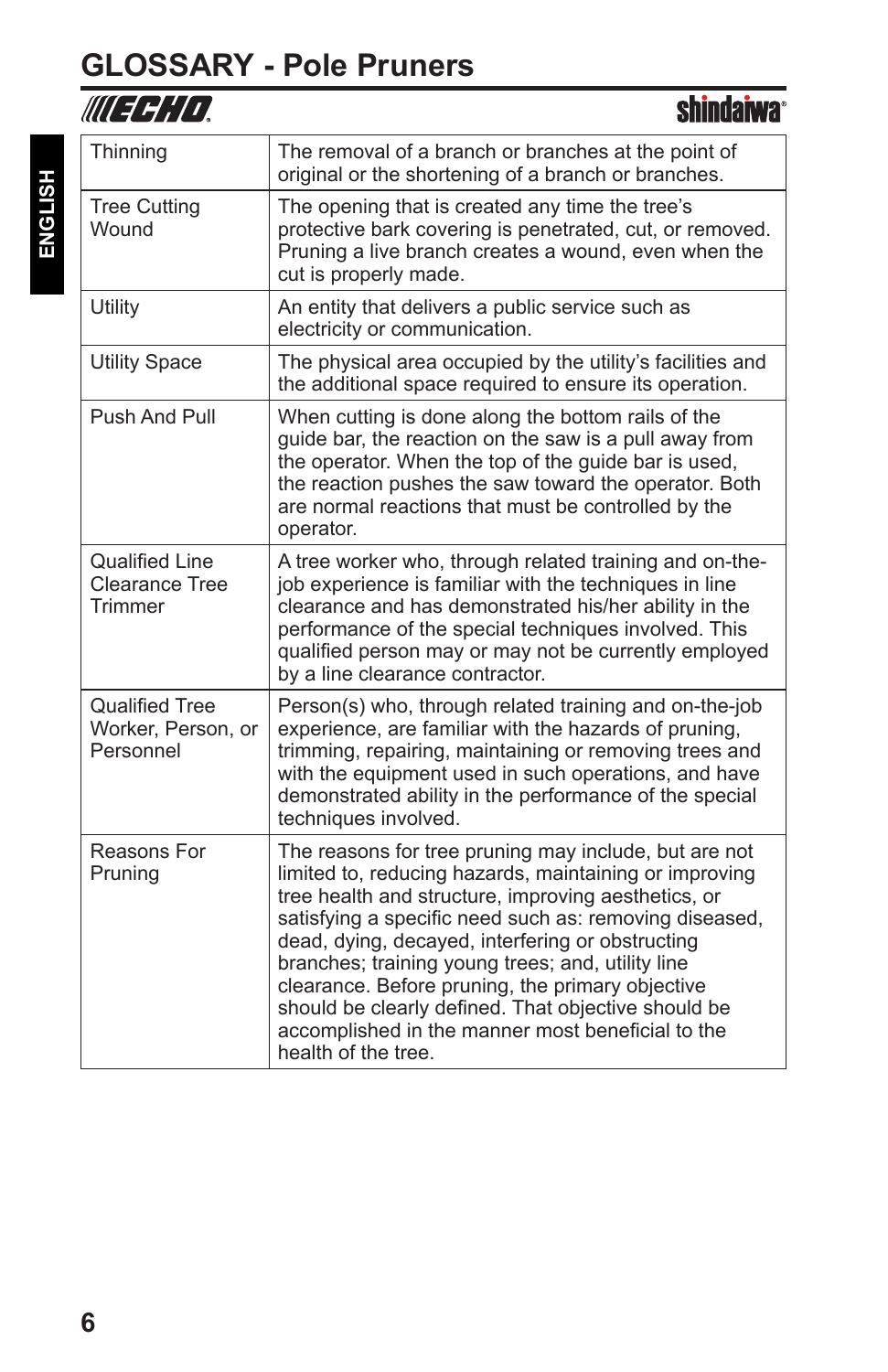# GLOSSARY - Pole Pruners

| | |
|---|---|
| Thinning | The removal of a branch or branches at the point of original or the shortening of a branch or branches. |
| Tree Cutting Wound | The opening that is created any time the tree's protective bark covering is penetrated, cut, or removed. Pruning a live branch creates a wound, even when the cut is properly made. |
| Utility | An entity that delivers a public service such as electricity or communication. |
| Utility Space | The physical area occupied by the utility's facilities and the additional space required to ensure its operation. |
| Push And Pull | When cutting is done along the bottom rails of the guide bar, the reaction on the saw is a pull away from the operator. When the top of the guide bar is used, the reaction pushes the saw toward the operator. Both are normal reactions that must be controlled by the operator. |
| Qualified Line Clearance Tree Trimmer | A tree worker who, through related training and on-the-job experience is familiar with the techniques in line clearance and has demonstrated his/her ability in the performance of the special techniques involved. This qualified person may or may not be currently employed by a line clearance contractor. |
| Qualified Tree Worker, Person, or Personnel | Person(s) who, through related training and on-the-job experience, are familiar with the hazards of pruning, trimming, repairing, maintaining or removing trees and with the equipment used in such operations, and have demonstrated ability in the performance of the special techniques involved. |
| Reasons For Pruning | The reasons for tree pruning may include, but are not limited to, reducing hazards, maintaining or improving tree health and structure, improving aesthetics, or satisfying a specific need such as: removing diseased, dead, dying, decayed, interfering or obstructing branches; training young trees; and, utility line clearance. Before pruning, the primary objective should be clearly defined. That objective should be accomplished in the manner most beneficial to the health of the tree. |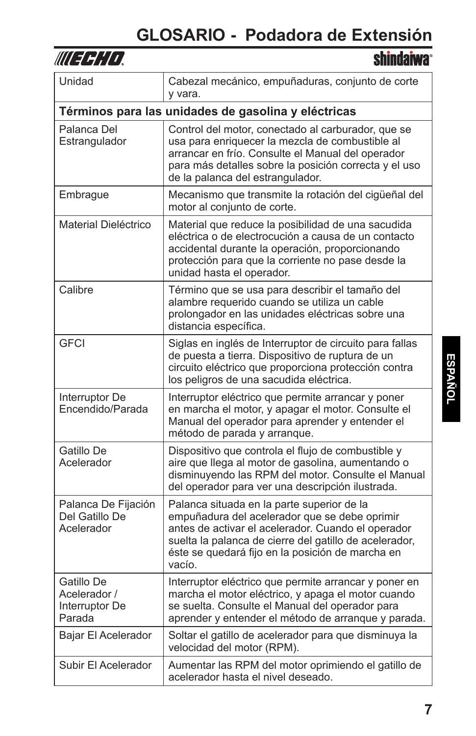# GLOSARIO - Podadora de Extensión

| | |
|---|---|
| Unidad | Cabezal mecánico, empuñaduras, conjunto de corte y vara. |
| **Términos para las unidades de gasolina y eléctricas** | |
| Palanca Del Estrangulador | Control del motor, conectado al carburador, que se usa para enriquecer la mezcla de combustible al arrancar en frío. Consulte el Manual del operador para más detalles sobre la posición correcta y el uso de la palanca del estrangulador. |
| Embrague | Mecanismo que transmite la rotación del cigüeñal del motor al conjunto de corte. |
| Material Dieléctrico | Material que reduce la posibilidad de una sacudida eléctrica o de electrocución a causa de un contacto accidental durante la operación, proporcionando protección para que la corriente no pase desde la unidad hasta el operador. |
| Calibre | Término que se usa para describir el tamaño del alambre requerido cuando se utiliza un cable prolongador en las unidades eléctricas sobre una distancia específica. |
| GFCI | Siglas en inglés de Interruptor de circuito para fallas de puesta a tierra. Dispositivo de ruptura de un circuito eléctrico que proporciona protección contra los peligros de una sacudida eléctrica. |
| Interruptor De Encendido/Parada | Interruptor eléctrico que permite arrancar y poner en marcha el motor, y apagar el motor. Consulte el Manual del operador para aprender y entender el método de parada y arranque. |
| Gatillo De Acelerador | Dispositivo que controla el flujo de combustible y aire que llega al motor de gasolina, aumentando o disminuyendo las RPM del motor. Consulte el Manual del operador para ver una descripción ilustrada. |
| Palanca De Fijación Del Gatillo De Acelerador | Palanca situada en la parte superior de la empuñadura del acelerador que se debe oprimir antes de activar el acelerador. Cuando el operador suelta la palanca de cierre del gatillo de acelerador, éste se quedará fijo en la posición de marcha en vacío. |
| Gatillo De Acelerador / Interruptor De Parada | Interruptor eléctrico que permite arrancar y poner en marcha el motor eléctrico, y apaga el motor cuando se suelta. Consulte el Manual del operador para aprender y entender el método de arranque y parada. |
| Bajar El Acelerador | Soltar el gatillo de acelerador para que disminuya la velocidad del motor (RPM). |
| Subir El Acelerador | Aumentar las RPM del motor oprimiendo el gatillo de acelerador hasta el nivel deseado. |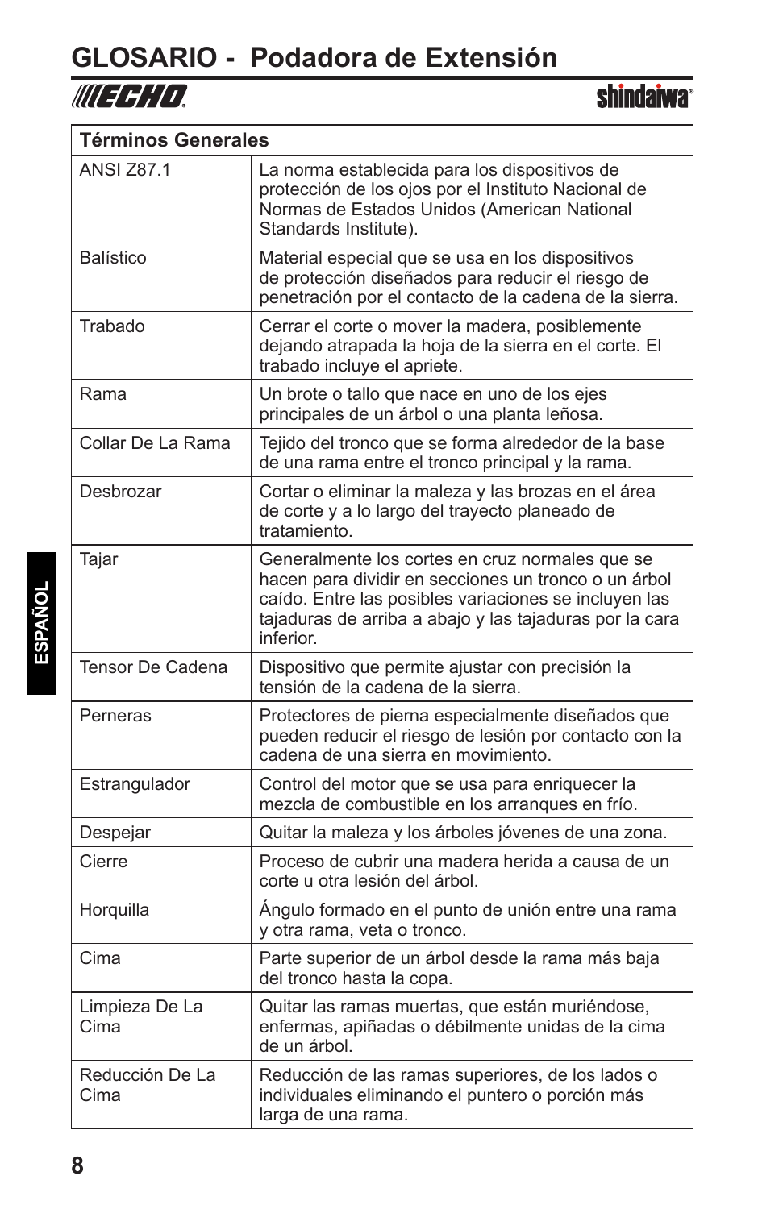# GLOSARIO - Podadora de Extensión

| Términos Generales | |
|---|---|
| ANSI Z87.1 | La norma establecida para los dispositivos de protección de los ojos por el Instituto Nacional de Normas de Estados Unidos (American National Standards Institute). |
| Balístico | Material especial que se usa en los dispositivos de protección diseñados para reducir el riesgo de penetración por el contacto de la cadena de la sierra. |
| Trabado | Cerrar el corte o mover la madera, posiblemente dejando atrapada la hoja de la sierra en el corte. El trabado incluye el apriete. |
| Rama | Un brote o tallo que nace en uno de los ejes principales de un árbol o una planta leñosa. |
| Collar De La Rama | Tejido del tronco que se forma alrededor de la base de una rama entre el tronco principal y la rama. |
| Desbrozar | Cortar o eliminar la maleza y las brozas en el área de corte y a lo largo del trayecto planeado de tratamiento. |
| Tajar | Generalmente los cortes en cruz normales que se hacen para dividir en secciones un tronco o un árbol caído. Entre las posibles variaciones se incluyen las tajaduras de arriba a abajo y las tajaduras por la cara inferior. |
| Tensor De Cadena | Dispositivo que permite ajustar con precisión la tensión de la cadena de la sierra. |
| Perneras | Protectores de pierna especialmente diseñados que pueden reducir el riesgo de lesión por contacto con la cadena de una sierra en movimiento. |
| Estrangulador | Control del motor que se usa para enriquecer la mezcla de combustible en los arranques en frío. |
| Despejar | Quitar la maleza y los árboles jóvenes de una zona. |
| Cierre | Proceso de cubrir una madera herida a causa de un corte u otra lesión del árbol. |
| Horquilla | Ángulo formado en el punto de unión entre una rama y otra rama, veta o tronco. |
| Cima | Parte superior de un árbol desde la rama más baja del tronco hasta la copa. |
| Limpieza De La Cima | Quitar las ramas muertas, que están muriéndose, enfermas, apiñadas o débilmente unidas de la cima de un árbol. |
| Reducción De La Cima | Reducción de las ramas superiores, de los lados o individuales eliminando el puntero o porción más larga de una rama. |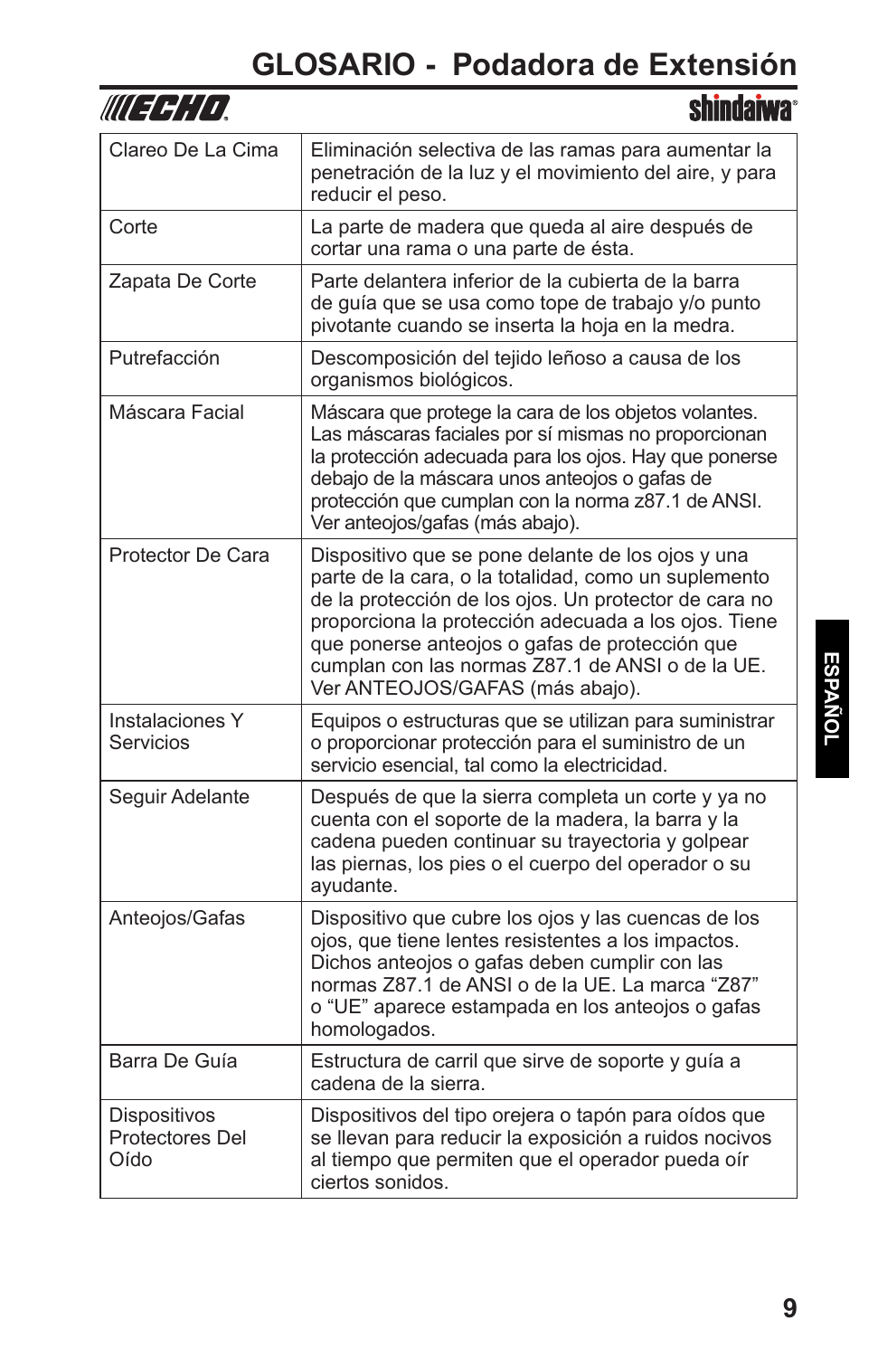# GLOSARIO - Podadora de Extensión

| | |
|---|---|
| Clareo De La Cima | Eliminación selectiva de las ramas para aumentar la penetración de la luz y el movimiento del aire, y para reducir el peso. |
| Corte | La parte de madera que queda al aire después de cortar una rama o una parte de ésta. |
| Zapata De Corte | Parte delantera inferior de la cubierta de la barra de guía que se usa como tope de trabajo y/o punto pivotante cuando se inserta la hoja en la medra. |
| Putrefacción | Descomposición del tejido leñoso a causa de los organismos biológicos. |
| Máscara Facial | Máscara que protege la cara de los objetos volantes. Las máscaras faciales por sí mismas no proporcionan la protección adecuada para los ojos. Hay que ponerse debajo de la máscara unos anteojos o gafas de protección que cumplan con la norma z87.1 de ANSI. Ver anteojos/gafas (más abajo). |
| Protector De Cara | Dispositivo que se pone delante de los ojos y una parte de la cara, o la totalidad, como un suplemento de la protección de los ojos. Un protector de cara no proporciona la protección adecuada a los ojos. Tiene que ponerse anteojos o gafas de protección que cumplan con las normas Z87.1 de ANSI o de la UE. Ver ANTEOJOS/GAFAS (más abajo). |
| Instalaciones Y Servicios | Equipos o estructuras que se utilizan para suministrar o proporcionar protección para el suministro de un servicio esencial, tal como la electricidad. |
| Seguir Adelante | Después de que la sierra completa un corte y ya no cuenta con el soporte de la madera, la barra y la cadena pueden continuar su trayectoria y golpear las piernas, los pies o el cuerpo del operador o su ayudante. |
| Anteojos/Gafas | Dispositivo que cubre los ojos y las cuencas de los ojos, que tiene lentes resistentes a los impactos. Dichos anteojos o gafas deben cumplir con las normas Z87.1 de ANSI o de la UE. La marca "Z87" o "UE" aparece estampada en los anteojos o gafas homologados. |
| Barra De Guía | Estructura de carril que sirve de soporte y guía a cadena de la sierra. |
| Dispositivos Protectores Del Oído | Dispositivos del tipo orejera o tapón para oídos que se llevan para reducir la exposición a ruidos nocivos al tiempo que permiten que el operador pueda oír ciertos sonidos. |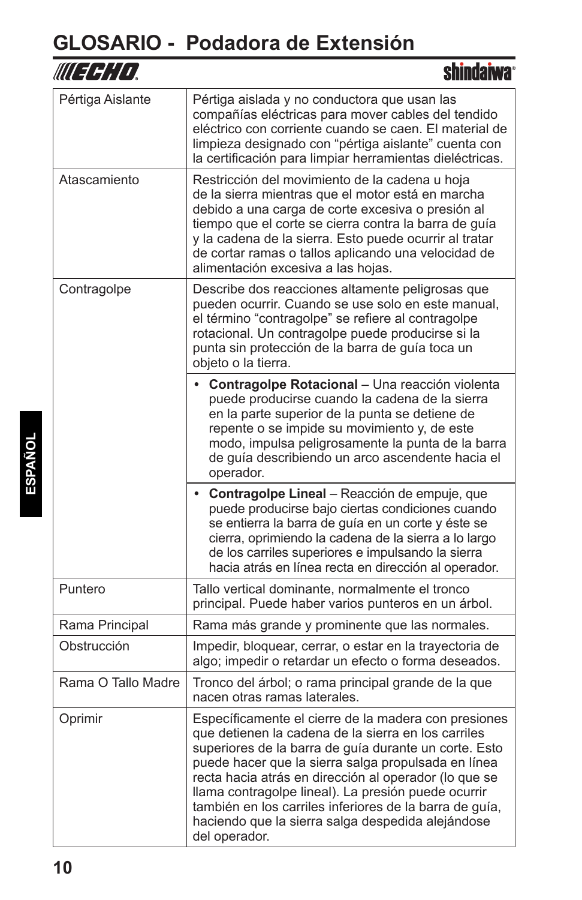# GLOSARIO - Podadora de Extensión

| | |
|---|---|
| Pértiga Aislante | Pértiga aislada y no conductora que usan las compañías eléctricas para mover cables del tendido eléctrico con corriente cuando se caen. El material de limpieza designado con "pértiga aislante" cuenta con la certificación para limpiar herramientas dieléctricas. |
| Atascamiento | Restricción del movimiento de la cadena u hoja de la sierra mientras que el motor está en marcha debido a una carga de corte excesiva o presión al tiempo que el corte se cierra contra la barra de guía y la cadena de la sierra. Esto puede ocurrir al tratar de cortar ramas o tallos aplicando una velocidad de alimentación excesiva a las hojas. |
| Contragolpe | Describe dos reacciones altamente peligrosas que pueden ocurrir. Cuando se use solo en este manual, el término "contragolpe" se refiere al contragolpe rotacional. Un contragolpe puede producirse si la punta sin protección de la barra de guía toca un objeto o la tierra. |
| | • **Contragolpe Rotacional** – Una reacción violenta puede producirse cuando la cadena de la sierra en la parte superior de la punta se detiene de repente o se impide su movimiento y, de este modo, impulsa peligrosamente la punta de la barra de guía describiendo un arco ascendente hacia el operador. |
| | • **Contragolpe Lineal** – Reacción de empuje, que puede producirse bajo ciertas condiciones cuando se entierra la barra de guía en un corte y éste se cierra, oprimiendo la cadena de la sierra a lo largo de los carriles superiores e impulsando la sierra hacia atrás en línea recta en dirección al operador. |
| Puntero | Tallo vertical dominante, normalmente el tronco principal. Puede haber varios punteros en un árbol. |
| Rama Principal | Rama más grande y prominente que las normales. |
| Obstrucción | Impedir, bloquear, cerrar, o estar en la trayectoria de algo; impedir o retardar un efecto o forma deseados. |
| Rama O Tallo Madre | Tronco del árbol; o rama principal grande de la que nacen otras ramas laterales. |
| Oprimir | Específicamente el cierre de la madera con presiones que detienen la cadena de la sierra en los carriles superiores de la barra de guía durante un corte. Esto puede hacer que la sierra salga propulsada en línea recta hacia atrás en dirección al operador (lo que se llama contragolpe lineal). La presión puede ocurrir también en los carriles inferiores de la barra de guía, haciendo que la sierra salga despedida alejándose del operador. |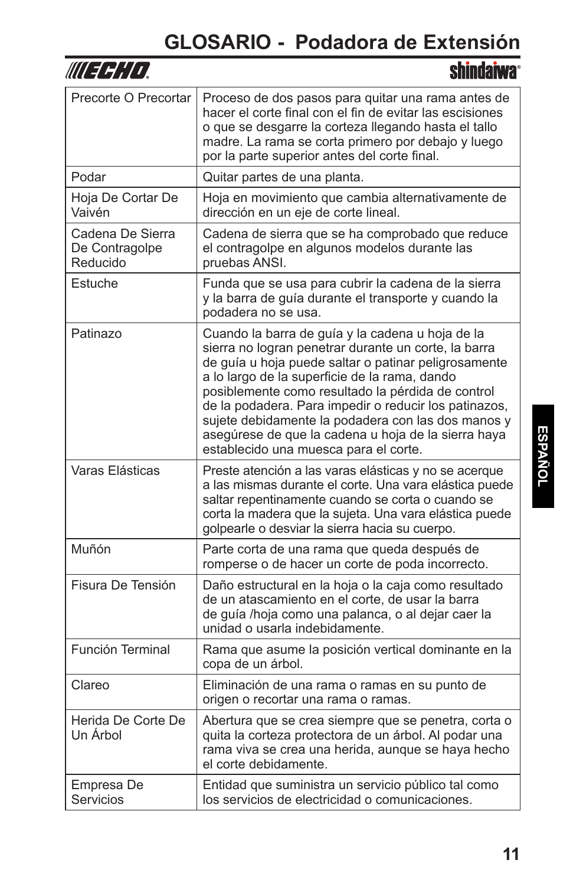# GLOSARIO - Podadora de Extensión

| | |
|---|---|
| Precorte O Precortar | Proceso de dos pasos para quitar una rama antes de hacer el corte final con el fin de evitar las escisiones o que se desgarre la corteza llegando hasta el tallo madre. La rama se corta primero por debajo y luego por la parte superior antes del corte final. |
| Podar | Quitar partes de una planta. |
| Hoja De Cortar De Vaivén | Hoja en movimiento que cambia alternativamente de dirección en un eje de corte lineal. |
| Cadena De Sierra De Contragolpe Reducido | Cadena de sierra que se ha comprobado que reduce el contragolpe en algunos modelos durante las pruebas ANSI. |
| Estuche | Funda que se usa para cubrir la cadena de la sierra y la barra de guía durante el transporte y cuando la podadera no se usa. |
| Patinazo | Cuando la barra de guía y la cadena u hoja de la sierra no logran penetrar durante un corte, la barra de guía u hoja puede saltar o patinar peligrosamente a lo largo de la superficie de la rama, dando posiblemente como resultado la pérdida de control de la podadera. Para impedir o reducir los patinazos, sujete debidamente la podadera con las dos manos y asegúrese de que la cadena u hoja de la sierra haya establecido una muesca para el corte. |
| Varas Elásticas | Preste atención a las varas elásticas y no se acerque a las mismas durante el corte. Una vara elástica puede saltar repentinamente cuando se corta o cuando se corta la madera que la sujeta. Una vara elástica puede golpearle o desviar la sierra hacia su cuerpo. |
| Muñón | Parte corta de una rama que queda después de romperse o de hacer un corte de poda incorrecto. |
| Fisura De Tensión | Daño estructural en la hoja o la caja como resultado de un atascamiento en el corte, de usar la barra de guía /hoja como una palanca, o al dejar caer la unidad o usarla indebidamente. |
| Función Terminal | Rama que asume la posición vertical dominante en la copa de un árbol. |
| Clareo | Eliminación de una rama o ramas en su punto de origen o recortar una rama o ramas. |
| Herida De Corte De Un Árbol | Abertura que se crea siempre que se penetra, corta o quita la corteza protectora de un árbol. Al podar una rama viva se crea una herida, aunque se haya hecho el corte debidamente. |
| Empresa De Servicios | Entidad que suministra un servicio público tal como los servicios de electricidad o comunicaciones. |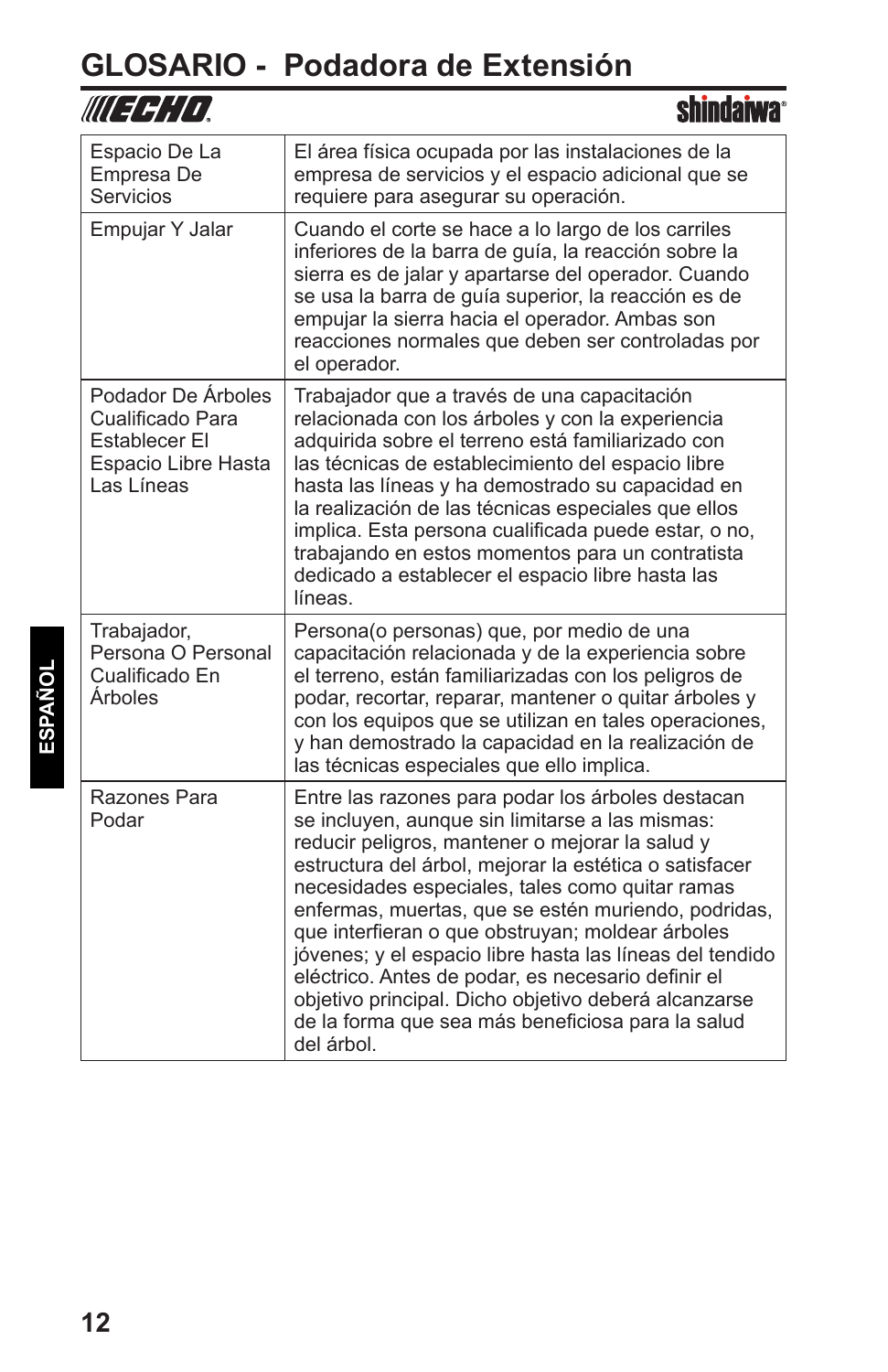# GLOSARIO - Podadora de Extensión

| | |
|---|---|
| Espacio De La Empresa De Servicios | El área física ocupada por las instalaciones de la empresa de servicios y el espacio adicional que se requiere para asegurar su operación. |
| Empujar Y Jalar | Cuando el corte se hace a lo largo de los carriles inferiores de la barra de guía, la reacción sobre la sierra es de jalar y apartarse del operador. Cuando se usa la barra de guía superior, la reacción es de empujar la sierra hacia el operador. Ambas son reacciones normales que deben ser controladas por el operador. |
| Podador De Árboles Cualificado Para Establecer El Espacio Libre Hasta Las Líneas | Trabajador que a través de una capacitación relacionada con los árboles y con la experiencia adquirida sobre el terreno está familiarizado con las técnicas de establecimiento del espacio libre hasta las líneas y ha demostrado su capacidad en la realización de las técnicas especiales que ellos implica. Esta persona cualificada puede estar, o no, trabajando en estos momentos para un contratista dedicado a establecer el espacio libre hasta las líneas. |
| Trabajador, Persona O Personal Cualificado En Árboles | Persona(o personas) que, por medio de una capacitación relacionada y de la experiencia sobre el terreno, están familiarizadas con los peligros de podar, recortar, reparar, mantener o quitar árboles y con los equipos que se utilizan en tales operaciones, y han demostrado la capacidad en la realización de las técnicas especiales que ello implica. |
| Razones Para Podar | Entre las razones para podar los árboles destacan se incluyen, aunque sin limitarse a las mismas: reducir peligros, mantener o mejorar la salud y estructura del árbol, mejorar la estética o satisfacer necesidades especiales, tales como quitar ramas enfermas, muertas, que se estén muriendo, podridas, que interfieran o que obstruyan; moldear árboles jóvenes; y el espacio libre hasta las líneas del tendido eléctrico. Antes de podar, es necesario definir el objetivo principal. Dicho objetivo deberá alcanzarse de la forma que sea más beneficiosa para la salud del árbol. |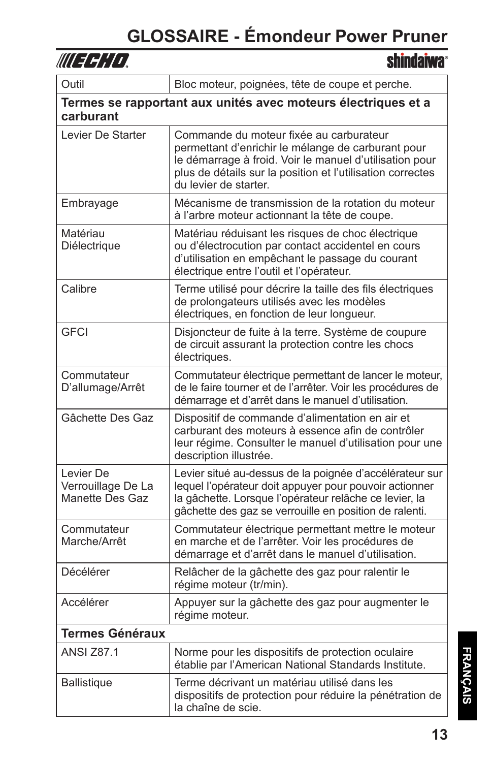# GLOSSAIRE - Émondeur Power Pruner

| | |
|---|---|
| Outil | Bloc moteur, poignées, tête de coupe et perche. |
| **Termes se rapportant aux unités avec moteurs électriques et a carburant** | |
| Levier De Starter | Commande du moteur fixée au carburateur permettant d'enrichir le mélange de carburant pour le démarrage à froid. Voir le manuel d'utilisation pour plus de détails sur la position et l'utilisation correctes du levier de starter. |
| Embrayage | Mécanisme de transmission de la rotation du moteur à l'arbre moteur actionnant la tête de coupe. |
| Matériau Diélectrique | Matériau réduisant les risques de choc électrique ou d'électrocution par contact accidentel en cours d'utilisation en empêchant le passage du courant électrique entre l'outil et l'opérateur. |
| Calibre | Terme utilisé pour décrire la taille des fils électriques de prolongateurs utilisés avec les modèles électriques, en fonction de leur longueur. |
| GFCI | Disjoncteur de fuite à la terre. Système de coupure de circuit assurant la protection contre les chocs électriques. |
| Commutateur D'allumage/Arrêt | Commutateur électrique permettant de lancer le moteur, de le faire tourner et de l'arrêter. Voir les procédures de démarrage et d'arrêt dans le manuel d'utilisation. |
| Gâchette Des Gaz | Dispositif de commande d'alimentation en air et carburant des moteurs à essence afin de contrôler leur régime. Consulter le manuel d'utilisation pour une description illustrée. |
| Levier De Verrouillage De La Manette Des Gaz | Levier situé au-dessus de la poignée d'accélérateur sur lequel l'opérateur doit appuyer pour pouvoir actionner la gâchette. Lorsque l'opérateur relâche ce levier, la gâchette des gaz se verrouille en position de ralenti. |
| Commutateur Marche/Arrêt | Commutateur électrique permettant mettre le moteur en marche et de l'arrêter. Voir les procédures de démarrage et d'arrêt dans le manuel d'utilisation. |
| Décélérer | Relâcher de la gâchette des gaz pour ralentir le régime moteur (tr/min). |
| Accélérer | Appuyer sur la gâchette des gaz pour augmenter le régime moteur. |
| **Termes Généraux** | |
| ANSI Z87.1 | Norme pour les dispositifs de protection oculaire établie par l'American National Standards Institute. |
| Ballistique | Terme décrivant un matériau utilisé dans les dispositifs de protection pour réduire la pénétration de la chaîne de scie. |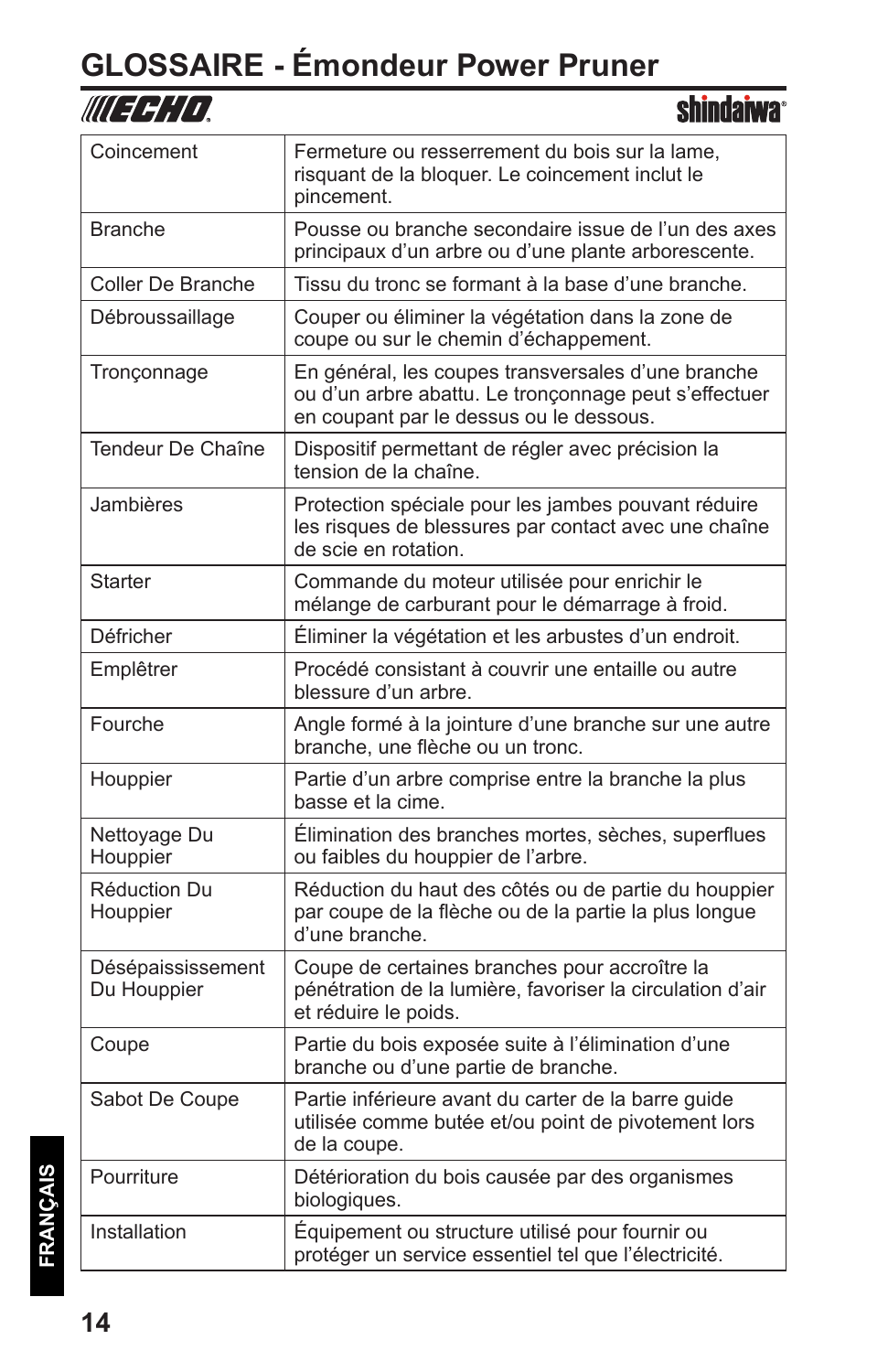# GLOSSAIRE - Émondeur Power Pruner

| Coincement | Fermeture ou resserrement du bois sur la lame, risquant de la bloquer. Le coincement inclut le pincement. |
|---|---|
| Branche | Pousse ou branche secondaire issue de l'un des axes principaux d'un arbre ou d'une plante arborescente. |
| Coller De Branche | Tissu du tronc se formant à la base d'une branche. |
| Débroussaillage | Couper ou éliminer la végétation dans la zone de coupe ou sur le chemin d'échappement. |
| Tronçonnage | En général, les coupes transversales d'une branche ou d'un arbre abattu. Le tronçonnage peut s'effectuer en coupant par le dessus ou le dessous. |
| Tendeur De Chaîne | Dispositif permettant de régler avec précision la tension de la chaîne. |
| Jambières | Protection spéciale pour les jambes pouvant réduire les risques de blessures par contact avec une chaîne de scie en rotation. |
| Starter | Commande du moteur utilisée pour enrichir le mélange de carburant pour le démarrage à froid. |
| Défricher | Éliminer la végétation et les arbustes d'un endroit. |
| Emplêtrer | Procédé consistant à couvrir une entaille ou autre blessure d'un arbre. |
| Fourche | Angle formé à la jointure d'une branche sur une autre branche, une flèche ou un tronc. |
| Houppier | Partie d'un arbre comprise entre la branche la plus basse et la cime. |
| Nettoyage Du Houppier | Élimination des branches mortes, sèches, superflues ou faibles du houppier de l'arbre. |
| Réduction Du Houppier | Réduction du haut des côtés ou de partie du houppier par coupe de la flèche ou de la partie la plus longue d'une branche. |
| Désépaissisement Du Houppier | Coupe de certaines branches pour accroître la pénétration de la lumière, favoriser la circulation d'air et réduire le poids. |
| Coupe | Partie du bois exposée suite à l'élimination d'une branche ou d'une partie de branche. |
| Sabot De Coupe | Partie inférieure avant du carter de la barre guide utilisée comme butée et/ou point de pivotement lors de la coupe. |
| Pourriture | Détérioration du bois causée par des organismes biologiques. |
| Installation | Équipement ou structure utilisé pour fournir ou protéger un service essentiel tel que l'électricité. |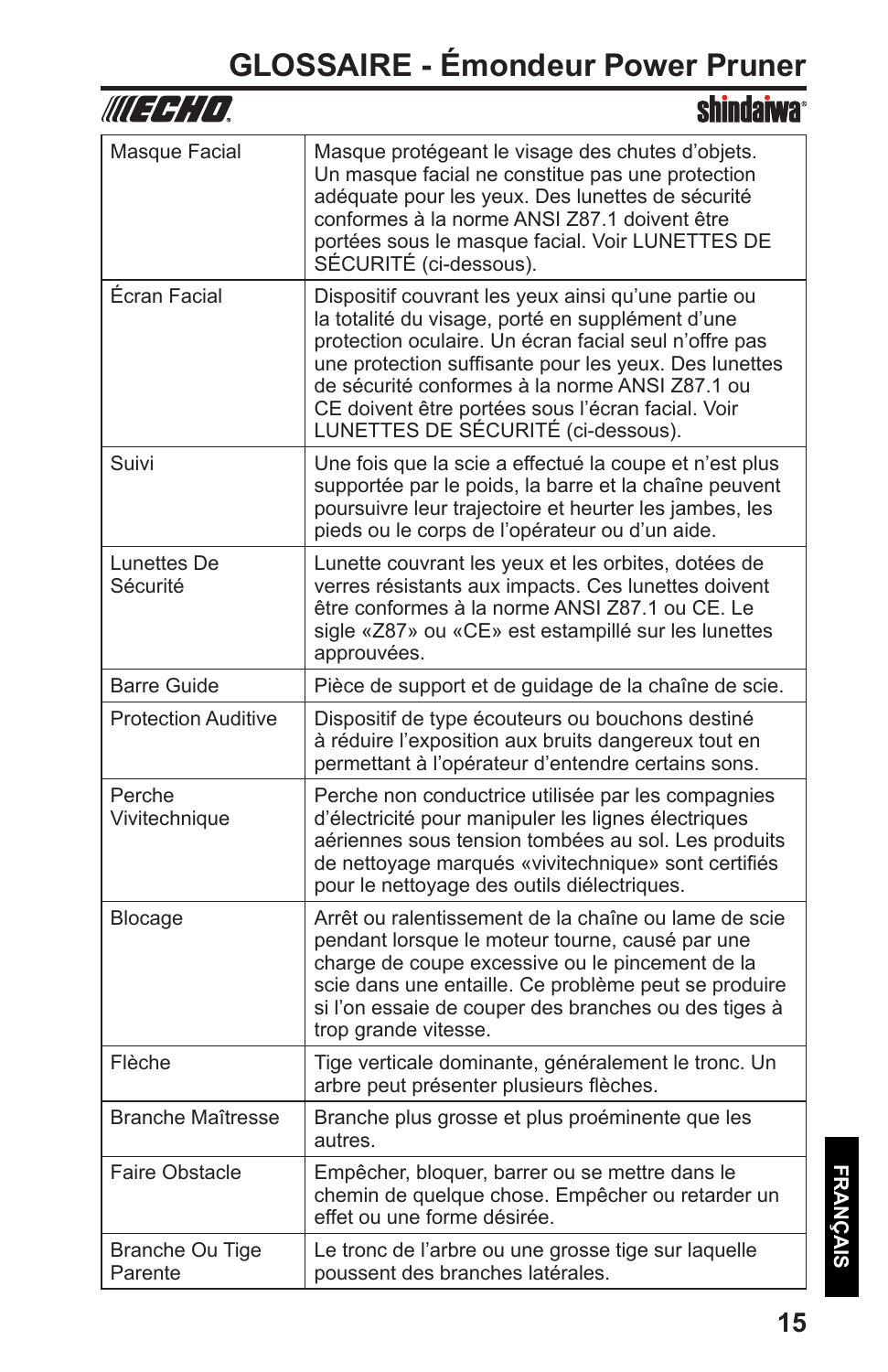# GLOSSAIRE - Émondeur Power Pruner

| | |
|---|---|
| Masque Facial | Masque protégeant le visage des chutes d'objets. Un masque facial ne constitue pas une protection adéquate pour les yeux. Des lunettes de sécurité conformes à la norme ANSI Z87.1 doivent être portées sous le masque facial. Voir LUNETTES DE SÉCURITÉ (ci-dessous). |
| Écran Facial | Dispositif couvrant les yeux ainsi qu'une partie ou la totalité du visage, porté en supplément d'une protection oculaire. Un écran facial seul n'offre pas une protection suffisante pour les yeux. Des lunettes de sécurité conformes à la norme ANSI Z87.1 ou CE doivent être portées sous l'écran facial. Voir LUNETTES DE SÉCURITÉ (ci-dessous). |
| Suivi | Une fois que la scie a effectué la coupe et n'est plus supportée par le poids, la barre et la chaîne peuvent poursuivre leur trajectoire et heurter les jambes, les pieds ou le corps de l'opérateur ou d'un aide. |
| Lunettes De Sécurité | Lunette couvrant les yeux et les orbites, dotées de verres résistants aux impacts. Ces lunettes doivent être conformes à la norme ANSI Z87.1 ou CE. Le sigle «Z87» ou «CE» est estampillé sur les lunettes approuvées. |
| Barre Guide | Pièce de support et de guidage de la chaîne de scie. |
| Protection Auditive | Dispositif de type écouteurs ou bouchons destiné à réduire l'exposition aux bruits dangereux tout en permettant à l'opérateur d'entendre certains sons. |
| Perche Vivitechnique | Perche non conductrice utilisée par les compagnies d'électricité pour manipuler les lignes électriques aériennes sous tension tombées au sol. Les produits de nettoyage marqués «vivitechnique» sont certifiés pour le nettoyage des outils diélectriques. |
| Blocage | Arrêt ou ralentissement de la chaîne ou lame de scie pendant lorsque le moteur tourne, causé par une charge de coupe excessive ou le pincement de la scie dans une entaille. Ce problème peut se produire si l'on essaie de couper des branches ou des tiges à trop grande vitesse. |
| Flèche | Tige verticale dominante, généralement le tronc. Un arbre peut présenter plusieurs flèches. |
| Branche Maîtresse | Branche plus grosse et plus proéminente que les autres. |
| Faire Obstacle | Empêcher, bloquer, barrer ou se mettre dans le chemin de quelque chose. Empêcher ou retarder un effet ou une forme désirée. |
| Branche Ou Tige Parente | Le tronc de l'arbre ou une grosse tige sur laquelle poussent des branches latérales. |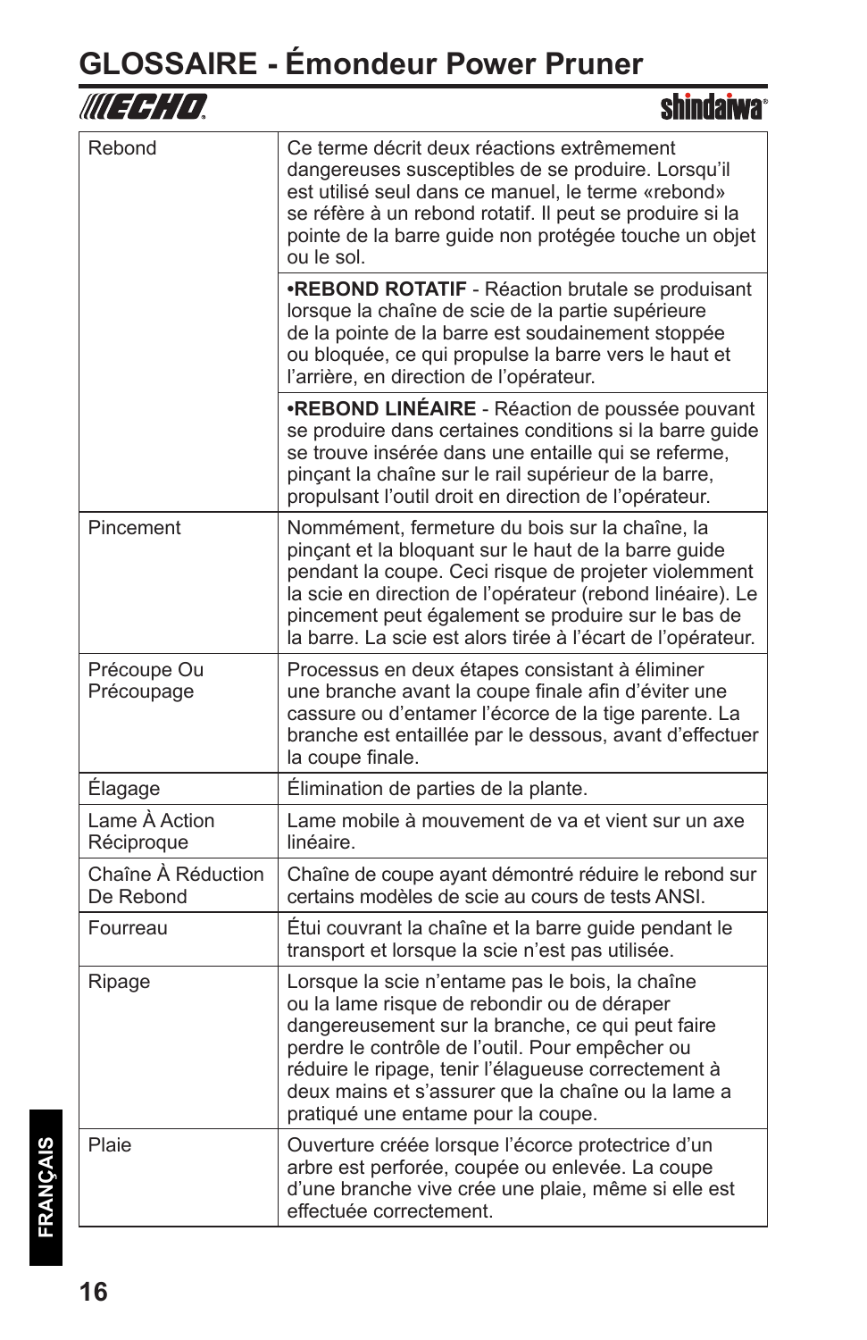# GLOSSAIRE - Émondeur Power Pruner

| | |
|---|---|
| Rebond | Ce terme décrit deux réactions extrêmement dangereuses susceptibles de se produire. Lorsqu'il est utilisé seul dans ce manuel, le terme «rebond» se réfère à un rebond rotatif. Il peut se produire si la pointe de la barre guide non protégée touche un objet ou le sol. |
| | **•REBOND ROTATIF** - Réaction brutale se produisant lorsque la chaîne de scie de la partie supérieure de la pointe de la barre est soudainement stoppée ou bloquée, ce qui propulse la barre vers le haut et l'arrière, en direction de l'opérateur. |
| | **•REBOND LINÉAIRE** - Réaction de poussée pouvant se produire dans certaines conditions si la barre guide se trouve insérée dans une entaille qui se referme, pinçant la chaîne sur le rail supérieur de la barre, propulsant l'outil droit en direction de l'opérateur. |
| Pincement | Nommément, fermeture du bois sur la chaîne, la pinçant et la bloquant sur le haut de la barre guide pendant la coupe. Ceci risque de projeter violemment la scie en direction de l'opérateur (rebond linéaire). Le pincement peut également se produire sur le bas de la barre. La scie est alors tirée à l'écart de l'opérateur. |
| Précoupe Ou Précoupage | Processus en deux étapes consistant à éliminer une branche avant la coupe finale afin d'éviter une cassure ou d'entamer l'écorce de la tige parente. La branche est entaillée par le dessous, avant d'effectuer la coupe finale. |
| Élagage | Élimination de parties de la plante. |
| Lame À Action Réciproque | Lame mobile à mouvement de va et vient sur un axe linéaire. |
| Chaîne À Réduction De Rebond | Chaîne de coupe ayant démontré réduire le rebond sur certains modèles de scie au cours de tests ANSI. |
| Fourreau | Étui couvrant la chaîne et la barre guide pendant le transport et lorsque la scie n'est pas utilisée. |
| Ripage | Lorsque la scie n'entame pas le bois, la chaîne ou la lame risque de rebondir ou de déraper dangereusement sur la branche, ce qui peut faire perdre le contrôle de l'outil. Pour empêcher ou réduire le ripage, tenir l'élagueuse correctement à deux mains et s'assurer que la chaîne ou la lame a pratiqué une entame pour la coupe. |
| Plaie | Ouverture créée lorsque l'écorce protectrice d'un arbre est perforée, coupée ou enlevée. La coupe d'une branche vive crée une plaie, même si elle est effectuée correctement. |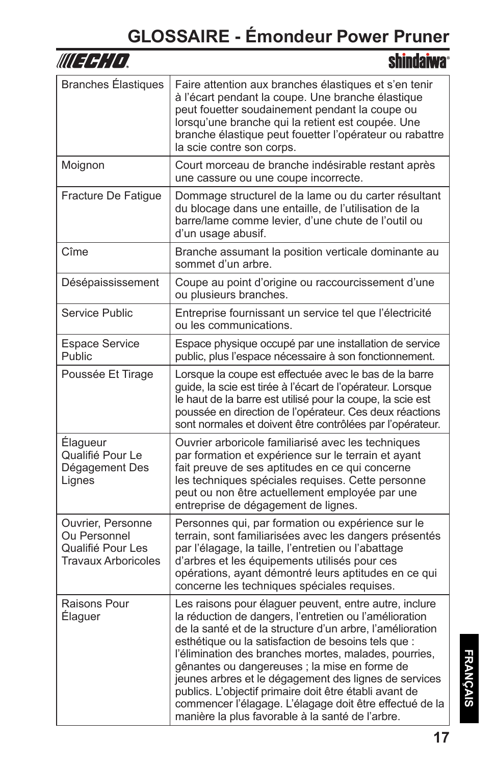# GLOSSAIRE - Émondeur Power Pruner

| Terme | Définition |
|---|---|
| Branches Élastiques | Faire attention aux branches élastiques et s'en tenir à l'écart pendant la coupe. Une branche élastique peut fouetter soudainement pendant la coupe ou lorsqu'une branche qui la retient est coupée. Une branche élastique peut fouetter l'opérateur ou rabattre la scie contre son corps. |
| Moignon | Court morceau de branche indésirable restant après une cassure ou une coupe incorrecte. |
| Fracture De Fatigue | Dommage structurel de la lame ou du carter résultant du blocage dans une entaille, de l'utilisation de la barre/lame comme levier, d'une chute de l'outil ou d'un usage abusif. |
| Cîme | Branche assumant la position verticale dominante au sommet d'un arbre. |
| Désépaississement | Coupe au point d'origine ou raccourcissement d'une ou plusieurs branches. |
| Service Public | Entreprise fournissant un service tel que l'électricité ou les communications. |
| Espace Service Public | Espace physique occupé par une installation de service public, plus l'espace nécessaire à son fonctionnement. |
| Poussée Et Tirage | Lorsque la coupe est effectuée avec le bas de la barre guide, la scie est tirée à l'écart de l'opérateur. Lorsque le haut de la barre est utilisé pour la coupe, la scie est poussée en direction de l'opérateur. Ces deux réactions sont normales et doivent être contrôlées par l'opérateur. |
| Élagueur Qualifié Pour Le Dégagement Des Lignes | Ouvrier arboricole familiarisé avec les techniques par formation et expérience sur le terrain et ayant fait preuve de ses aptitudes en ce qui concerne les techniques spéciales requises. Cette personne peut ou non être actuellement employée par une entreprise de dégagement de lignes. |
| Ouvrier, Personne Ou Personnel Qualifié Pour Les Travaux Arboricoles | Personnes qui, par formation ou expérience sur le terrain, sont familiarisées avec les dangers présentés par l'élagage, la taille, l'entretien ou l'abattage d'arbres et les équipements utilisés pour ces opérations, ayant démontré leurs aptitudes en ce qui concerne les techniques spéciales requises. |
| Raisons Pour Élaguer | Les raisons pour élaguer peuvent, entre autre, inclure la réduction de dangers, l'entretien ou l'amélioration de la santé et de la structure d'un arbre, l'amélioration esthétique ou la satisfaction de besoins tels que : l'élimination des branches mortes, malades, pourries, gênantes ou dangereuses ; la mise en forme de jeunes arbres et le dégagement des lignes de services publics. L'objectif primaire doit être établi avant de commencer l'élagage. L'élagage doit être effectué de la manière la plus favorable à la santé de l'arbre. |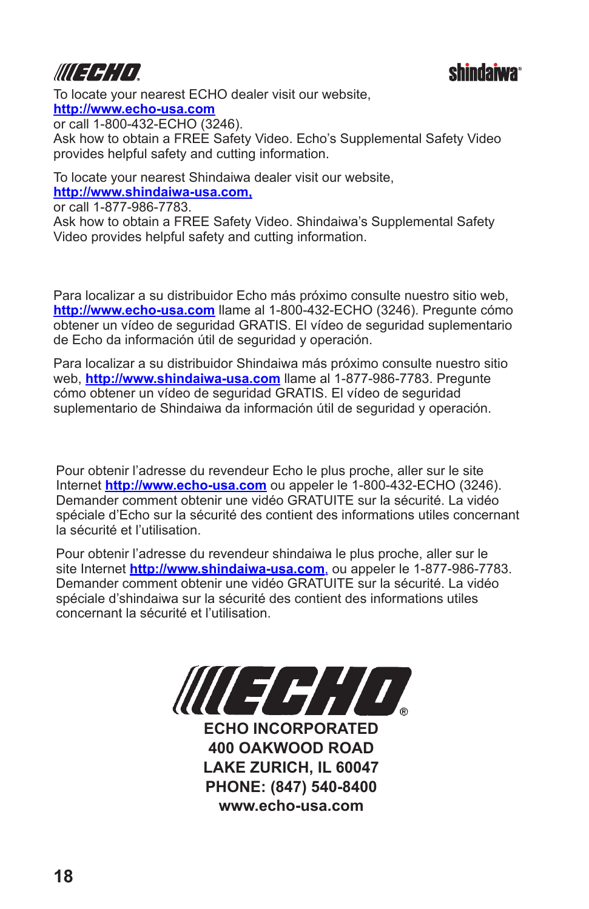To locate your nearest ECHO dealer visit our website,
http://www.echo-usa.com
or call 1-800-432-ECHO (3246).
Ask how to obtain a FREE Safety Video. Echo's Supplemental Safety Video provides helpful safety and cutting information.

To locate your nearest Shindaiwa dealer visit our website,
http://www.shindaiwa-usa.com,
or call 1-877-986-7783.
Ask how to obtain a FREE Safety Video. Shindaiwa's Supplemental Safety Video provides helpful safety and cutting information.

Para localizar a su distribuidor Echo más próximo consulte nuestro sitio web, http://www.echo-usa.com llame al 1-800-432-ECHO (3246). Pregunte cómo obtener un vídeo de seguridad GRATIS. El vídeo de seguridad suplementario de Echo da información útil de seguridad y operación.

Para localizar a su distribuidor Shindaiwa más próximo consulte nuestro sitio web, http://www.shindaiwa-usa.com llame al 1-877-986-7783. Pregunte cómo obtener un vídeo de seguridad GRATIS. El vídeo de seguridad suplementario de Shindaiwa da información útil de seguridad y operación.

Pour obtenir l'adresse du revendeur Echo le plus proche, aller sur le site Internet http://www.echo-usa.com ou appeler le 1-800-432-ECHO (3246). Demander comment obtenir une vidéo GRATUITE sur la sécurité. La vidéo spéciale d'Echo sur la sécurité des contient des informations utiles concernant la sécurité et l'utilisation.

Pour obtenir l'adresse du revendeur shindaiwa le plus proche, aller sur le site Internet http://www.shindaiwa-usa.com, ou appeler le 1-877-986-7783. Demander comment obtenir une vidéo GRATUITE sur la sécurité. La vidéo spéciale d'shindaiwa sur la sécurité des contient des informations utiles concernant la sécurité et l'utilisation.

**ECHO INCORPORATED**
**400 OAKWOOD ROAD**
**LAKE ZURICH, IL 60047**
**PHONE: (847) 540-8400**
**www.echo-usa.com**